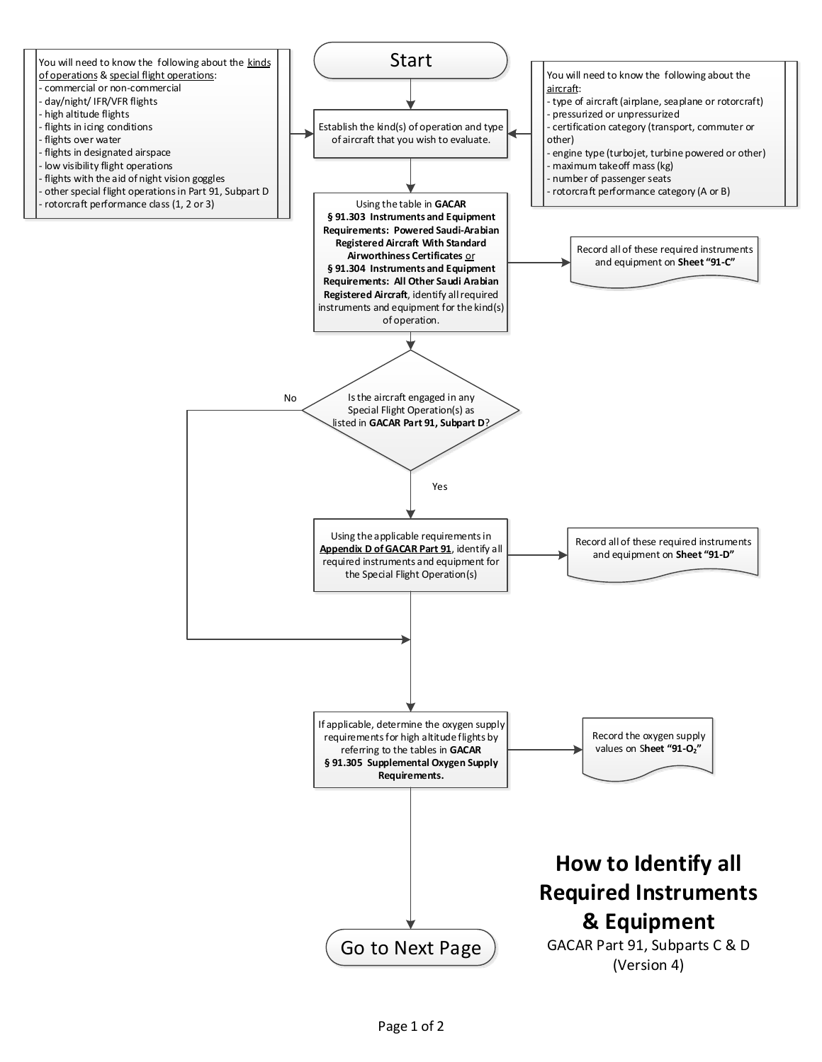# How to Identify all Required Instruments & Equipment

GACAR Part 91, Subparts C & D

(Version 4)

**Start**

You will need to know the following about the kinds of operations & special flight operations:

- commercial or non-commercial
- day/night/ IFR/VFR flights
- high altitude flights
- flights in icing conditions
- flights over water
- flights in designated airspace
- low visibility flight operations
- flights with the aid of night vision goggles
- other special flight operations in Part 91, Subpart D
- rotorcraft performance class (1, 2 or 3)

You will need to know the following about the aircraft:

- type of aircraft (airplane, seaplane or rotorcraft)
- pressurized or unpressurized
- certification category (transport, commuter or other)
- engine type (turbojet, turbine powered or other)
- maximum takeoff mass (kg)
- number of passenger seats
- rotorcraft performance category (A or B)

Establish the kind(s) of operation and type of aircraft that you wish to evaluate.

Using the table in **GACAR § 91.303 Instruments and Equipment Requirements: Powered Saudi-Arabian Registered Aircraft With Standard Airworthiness Certificates** or **§ 91.304 Instruments and Equipment Requirements: All Other Saudi Arabian Registered Aircraft**, identify all required instruments and equipment for the kind(s) of operation.

→ Record all of these required instruments and equipment on **Sheet "91-C"**

Is the aircraft engaged in any Special Flight Operation(s) as listed in **GACAR Part 91, Subpart D**?

- **No** → proceed to the oxygen supply step.
- **Yes** → Using the applicable requirements in **Appendix D of GACAR Part 91**, identify all required instruments and equipment for the Special Flight Operation(s)

  → Record all of these required instruments and equipment on **Sheet "91-D"**

If applicable, determine the oxygen supply requirements for high altitude flights by referring to the tables in **GACAR § 91.305 Supplemental Oxygen Supply Requirements.**

→ Record the oxygen supply values on **Sheet "91-$O_2$"**

**Go to Next Page**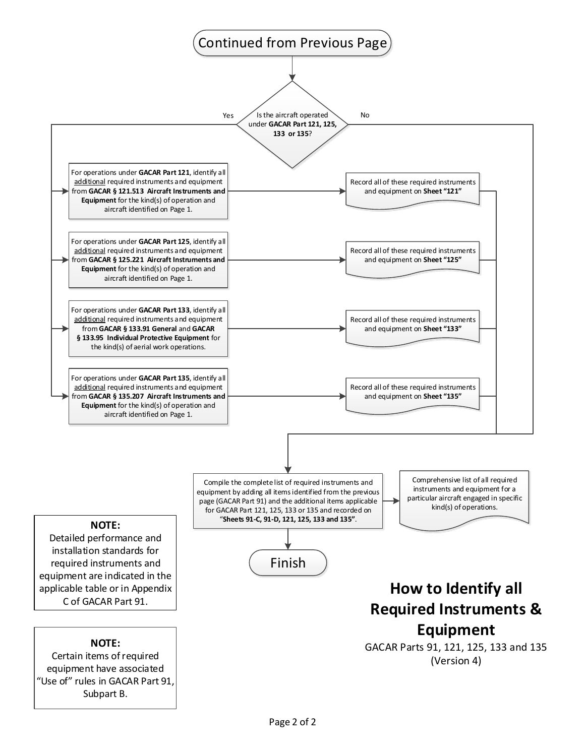Continued from Previous Page

Is the aircraft operated under **GACAR Part 121, 125, 133 or 135**?

Yes

No

For operations under **GACAR Part 121**, identify all additional required instruments and equipment from **GACAR § 121.513 Aircraft Instruments and Equipment** for the kind(s) of operation and aircraft identified on Page 1.

Record all of these required instruments and equipment on **Sheet "121"**

For operations under **GACAR Part 125**, identify all additional required instruments and equipment from **GACAR § 125.221 Aircraft Instruments and Equipment** for the kind(s) of operation and aircraft identified on Page 1.

Record all of these required instruments and equipment on **Sheet "125"**

For operations under **GACAR Part 133**, identify all additional required instruments and equipment from **GACAR § 133.91 General** and **GACAR § 133.95 Individual Protective Equipment** for the kind(s) of aerial work operations.

Record all of these required instruments and equipment on **Sheet "133"**

For operations under **GACAR Part 135**, identify all additional required instruments and equipment from **GACAR § 135.207 Aircraft Instruments and Equipment** for the kind(s) of operation and aircraft identified on Page 1.

Record all of these required instruments and equipment on **Sheet "135"**

Compile the complete list of required instruments and equipment by adding all items identified from the previous page (GACAR Part 91) and the additional items applicable for GACAR Part 121, 125, 133 or 135 and recorded on "**Sheets 91-C, 91-D, 121, 125, 133 and 135**".

Comprehensive list of all required instruments and equipment for a particular aircraft engaged in specific kind(s) of operations.

Finish

**NOTE:**
Detailed performance and installation standards for required instruments and equipment are indicated in the applicable table or in Appendix C of GACAR Part 91.

**NOTE:**
Certain items of required equipment have associated "Use of" rules in GACAR Part 91, Subpart B.

# How to Identify all Required Instruments & Equipment

GACAR Parts 91, 121, 125, 133 and 135
(Version 4)